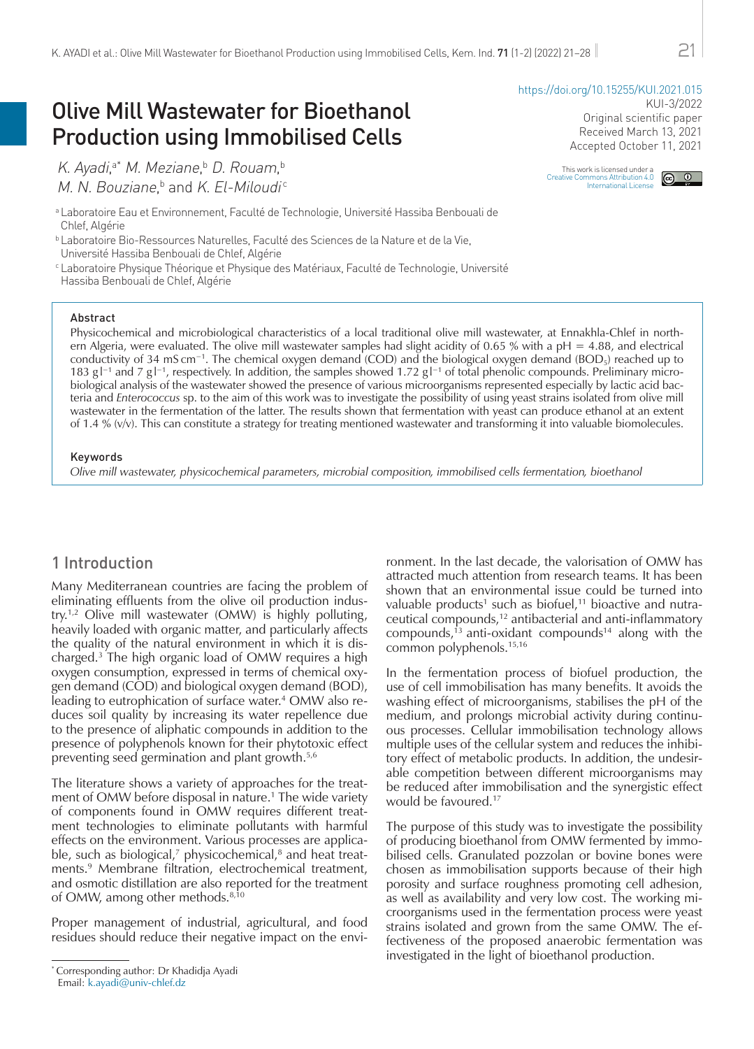https://doi.org/10.15255/KUI.2021.015

KUI-3/2022

Original scientific paper

Received March 13, 2021

Accepted October 11, 2021

This work is licensed under a Creative Commons Attribution 4.0 International License

# Olive Mill Wastewater for Bioethanol Production using Immobilised Cells

*K. Ayadi,*[a*] *M. Meziane,*[b] *D. Rouam,*[b] *M. N. Bouziane,*[b] and *K. El-Miloudi*[c]

[a] Laboratoire Eau et Environnement, Faculté de Technologie, Université Hassiba Benbouali de Chlef, Algérie

[b] Laboratoire Bio-Ressources Naturelles, Faculté des Sciences de la Nature et de la Vie, Université Hassiba Benbouali de Chlef, Algérie

[c] Laboratoire Physique Théorique et Physique des Matériaux, Faculté de Technologie, Université Hassiba Benbouali de Chlef, Algérie

## Abstract

Physicochemical and microbiological characteristics of a local traditional olive mill wastewater, at Ennakhla-Chlef in northern Algeria, were evaluated. The olive mill wastewater samples had slight acidity of 0.65 % with a pH = 4.88, and electrical conductivity of 34 mS cm$^{-1}$. The chemical oxygen demand (COD) and the biological oxygen demand ($BOD_5$) reached up to 183 g l$^{-1}$ and 7 g l$^{-1}$, respectively. In addition, the samples showed 1.72 g l$^{-1}$ of total phenolic compounds. Preliminary microbiological analysis of the wastewater showed the presence of various microorganisms represented especially by lactic acid bacteria and *Enterococcus* sp. to the aim of this work was to investigate the possibility of using yeast strains isolated from olive mill wastewater in the fermentation of the latter. The results shown that fermentation with yeast can produce ethanol at an extent of 1.4 % (v/v). This can constitute a strategy for treating mentioned wastewater and transforming it into valuable biomolecules.

## Keywords

*Olive mill wastewater, physicochemical parameters, microbial composition, immobilised cells fermentation, bioethanol*

## 1 Introduction

Many Mediterranean countries are facing the problem of eliminating effluents from the olive oil production industry.[1,2] Olive mill wastewater (OMW) is highly polluting, heavily loaded with organic matter, and particularly affects the quality of the natural environment in which it is discharged.[3] The high organic load of OMW requires a high oxygen consumption, expressed in terms of chemical oxygen demand (COD) and biological oxygen demand (BOD), leading to eutrophication of surface water.[4] OMW also reduces soil quality by increasing its water repellence due to the presence of aliphatic compounds in addition to the presence of polyphenols known for their phytotoxic effect preventing seed germination and plant growth.[5,6]

The literature shows a variety of approaches for the treatment of OMW before disposal in nature.[1] The wide variety of components found in OMW requires different treatment technologies to eliminate pollutants with harmful effects on the environment. Various processes are applicable, such as biological,[7] physicochemical,[8] and heat treatments.[9] Membrane filtration, electrochemical treatment, and osmotic distillation are also reported for the treatment of OMW, among other methods.[8,10]

Proper management of industrial, agricultural, and food residues should reduce their negative impact on the environment. In the last decade, the valorisation of OMW has attracted much attention from research teams. It has been shown that an environmental issue could be turned into valuable products[1] such as biofuel,[11] bioactive and nutraceutical compounds,[12] antibacterial and anti-inflammatory compounds,[13] anti-oxidant compounds[14] along with the common polyphenols.[15,16]

In the fermentation process of biofuel production, the use of cell immobilisation has many benefits. It avoids the washing effect of microorganisms, stabilises the pH of the medium, and prolongs microbial activity during continuous processes. Cellular immobilisation technology allows multiple uses of the cellular system and reduces the inhibitory effect of metabolic products. In addition, the undesirable competition between different microorganisms may be reduced after immobilisation and the synergistic effect would be favoured.[17]

The purpose of this study was to investigate the possibility of producing bioethanol from OMW fermented by immobilised cells. Granulated pozzolan or bovine bones were chosen as immobilisation supports because of their high porosity and surface roughness promoting cell adhesion, as well as availability and very low cost. The working microorganisms used in the fermentation process were yeast strains isolated and grown from the same OMW. The effectiveness of the proposed anaerobic fermentation was investigated in the light of bioethanol production.

[*] Corresponding author: Dr Khadidja Ayadi
Email: k.ayadi@univ-chlef.dz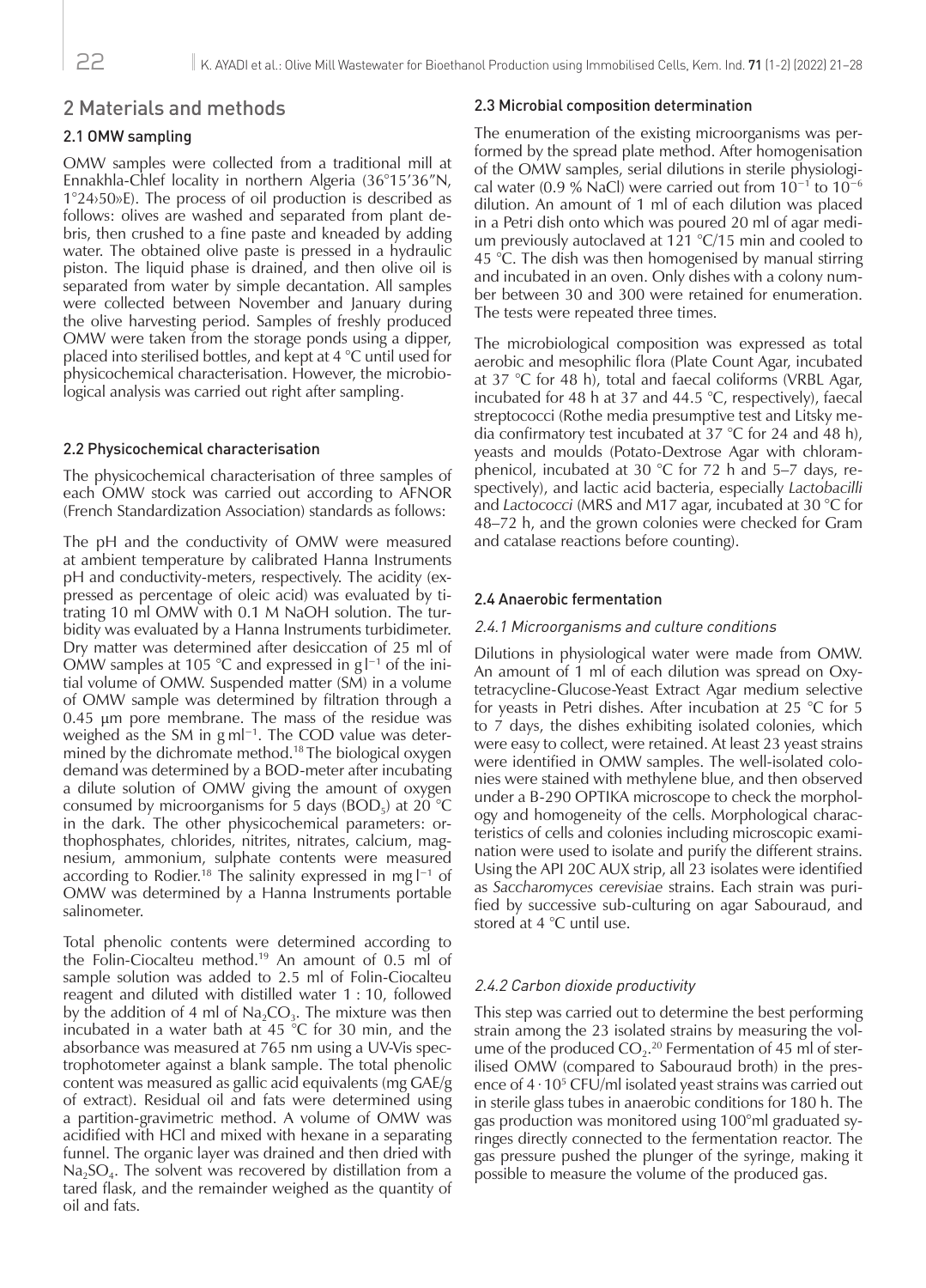## 2 Materials and methods

### 2.1 OMW sampling

OMW samples were collected from a traditional mill at Ennakhla-Chlef locality in northern Algeria (36°15’36”N, 1°24›50»E). The process of oil production is described as follows: olives are washed and separated from plant debris, then crushed to a fine paste and kneaded by adding water. The obtained olive paste is pressed in a hydraulic piston. The liquid phase is drained, and then olive oil is separated from water by simple decantation. All samples were collected between November and January during the olive harvesting period. Samples of freshly produced OMW were taken from the storage ponds using a dipper, placed into sterilised bottles, and kept at 4 °C until used for physicochemical characterisation. However, the microbiological analysis was carried out right after sampling.

### 2.2 Physicochemical characterisation

The physicochemical characterisation of three samples of each OMW stock was carried out according to AFNOR (French Standardization Association) standards as follows:

The pH and the conductivity of OMW were measured at ambient temperature by calibrated Hanna Instruments pH and conductivity-meters, respectively. The acidity (expressed as percentage of oleic acid) was evaluated by titrating 10 ml OMW with 0.1 M NaOH solution. The turbidity was evaluated by a Hanna Instruments turbidimeter. Dry matter was determined after desiccation of 25 ml of OMW samples at 105 °C and expressed in $g\,l^{-1}$ of the initial volume of OMW. Suspended matter (SM) in a volume of OMW sample was determined by filtration through a 0.45 µm pore membrane. The mass of the residue was weighed as the SM in $g\,ml^{-1}$. The COD value was determined by the dichromate method.[18] The biological oxygen demand was determined by a BOD-meter after incubating a dilute solution of OMW giving the amount of oxygen consumed by microorganisms for 5 days ($BOD_5$) at 20 °C in the dark. The other physicochemical parameters: orthophosphates, chlorides, nitrites, nitrates, calcium, magnesium, ammonium, sulphate contents were measured according to Rodier.[18] The salinity expressed in $mg\,l^{-1}$ of OMW was determined by a Hanna Instruments portable salinometer.

Total phenolic contents were determined according to the Folin-Ciocalteu method.[19] An amount of 0.5 ml of sample solution was added to 2.5 ml of Folin-Ciocalteu reagent and diluted with distilled water 1 : 10, followed by the addition of 4 ml of $Na_2CO_3$. The mixture was then incubated in a water bath at 45 °C for 30 min, and the absorbance was measured at 765 nm using a UV-Vis spectrophotometer against a blank sample. The total phenolic content was measured as gallic acid equivalents (mg GAE/g of extract). Residual oil and fats were determined using a partition-gravimetric method. A volume of OMW was acidified with HCl and mixed with hexane in a separating funnel. The organic layer was drained and then dried with $Na_2SO_4$. The solvent was recovered by distillation from a tared flask, and the remainder weighed as the quantity of oil and fats.

### 2.3 Microbial composition determination

The enumeration of the existing microorganisms was performed by the spread plate method. After homogenisation of the OMW samples, serial dilutions in sterile physiological water (0.9 % NaCl) were carried out from $10^{-1}$ to $10^{-6}$ dilution. An amount of 1 ml of each dilution was placed in a Petri dish onto which was poured 20 ml of agar medium previously autoclaved at 121 °C/15 min and cooled to 45 °C. The dish was then homogenised by manual stirring and incubated in an oven. Only dishes with a colony number between 30 and 300 were retained for enumeration. The tests were repeated three times.

The microbiological composition was expressed as total aerobic and mesophilic flora (Plate Count Agar, incubated at 37 °C for 48 h), total and faecal coliforms (VRBL Agar, incubated for 48 h at 37 and 44.5 °C, respectively), faecal streptococci (Rothe media presumptive test and Litsky media confirmatory test incubated at 37 °C for 24 and 48 h), yeasts and moulds (Potato-Dextrose Agar with chloramphenicol, incubated at 30 °C for 72 h and 5–7 days, respectively), and lactic acid bacteria, especially *Lactobacilli* and *Lactococci* (MRS and M17 agar, incubated at 30 °C for 48–72 h, and the grown colonies were checked for Gram and catalase reactions before counting).

### 2.4 Anaerobic fermentation

#### *2.4.1 Microorganisms and culture conditions*

Dilutions in physiological water were made from OMW. An amount of 1 ml of each dilution was spread on Oxytetracycline-Glucose-Yeast Extract Agar medium selective for yeasts in Petri dishes. After incubation at 25 °C for 5 to 7 days, the dishes exhibiting isolated colonies, which were easy to collect, were retained. At least 23 yeast strains were identified in OMW samples. The well-isolated colonies were stained with methylene blue, and then observed under a B-290 OPTIKA microscope to check the morphology and homogeneity of the cells. Morphological characteristics of cells and colonies including microscopic examination were used to isolate and purify the different strains. Using the API 20C AUX strip, all 23 isolates were identified as *Saccharomyces cerevisiae* strains. Each strain was purified by successive sub-culturing on agar Sabouraud, and stored at 4 °C until use.

#### *2.4.2 Carbon dioxide productivity*

This step was carried out to determine the best performing strain among the 23 isolated strains by measuring the volume of the produced $CO_2$.[20] Fermentation of 45 ml of sterilised OMW (compared to Sabouraud broth) in the presence of $4 \cdot 10^5$ CFU/ml isolated yeast strains was carried out in sterile glass tubes in anaerobic conditions for 180 h. The gas production was monitored using 100°ml graduated syringes directly connected to the fermentation reactor. The gas pressure pushed the plunger of the syringe, making it possible to measure the volume of the produced gas.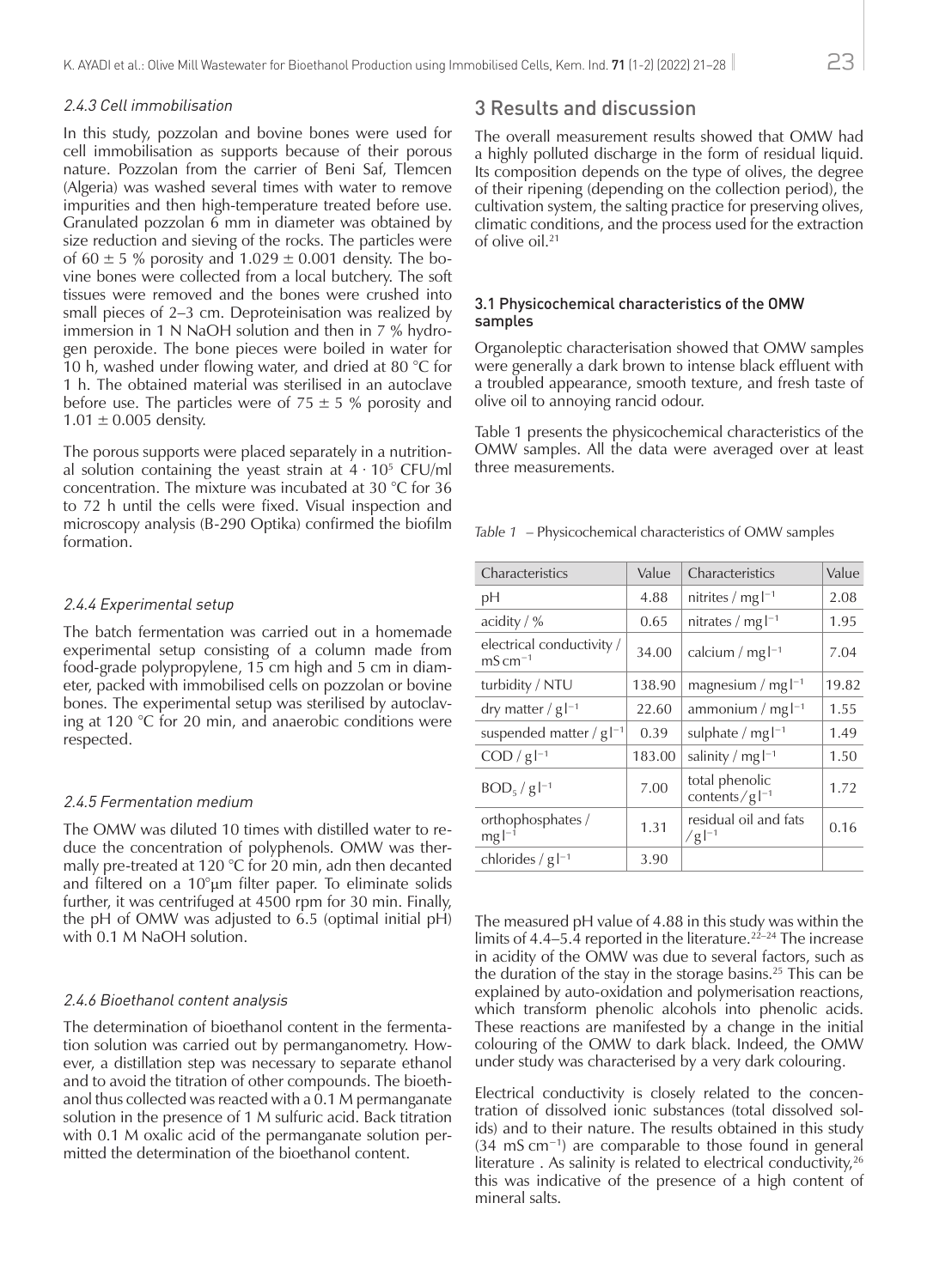#### 2.4.3 Cell immobilisation

In this study, pozzolan and bovine bones were used for cell immobilisation as supports because of their porous nature. Pozzolan from the carrier of Beni Saf, Tlemcen (Algeria) was washed several times with water to remove impurities and then high-temperature treated before use. Granulated pozzolan 6 mm in diameter was obtained by size reduction and sieving of the rocks. The particles were of $60 \pm 5$ % porosity and $1.029 \pm 0.001$ density. The bovine bones were collected from a local butchery. The soft tissues were removed and the bones were crushed into small pieces of 2–3 cm. Deproteinisation was realized by immersion in 1 N NaOH solution and then in 7 % hydrogen peroxide. The bone pieces were boiled in water for 10 h, washed under flowing water, and dried at 80 °C for 1 h. The obtained material was sterilised in an autoclave before use. The particles were of $75 \pm 5$ % porosity and $1.01 \pm 0.005$ density.

The porous supports were placed separately in a nutritional solution containing the yeast strain at $4 \cdot 10^5$ CFU/ml concentration. The mixture was incubated at 30 °C for 36 to 72 h until the cells were fixed. Visual inspection and microscopy analysis (B-290 Optika) confirmed the biofilm formation.

#### 2.4.4 Experimental setup

The batch fermentation was carried out in a homemade experimental setup consisting of a column made from food-grade polypropylene, 15 cm high and 5 cm in diameter, packed with immobilised cells on pozzolan or bovine bones. The experimental setup was sterilised by autoclaving at 120 °C for 20 min, and anaerobic conditions were respected.

#### 2.4.5 Fermentation medium

The OMW was diluted 10 times with distilled water to reduce the concentration of polyphenols. OMW was thermally pre-treated at 120 °C for 20 min, adn then decanted and filtered on a 10°µm filter paper. To eliminate solids further, it was centrifuged at 4500 rpm for 30 min. Finally, the pH of OMW was adjusted to 6.5 (optimal initial pH) with 0.1 M NaOH solution.

#### 2.4.6 Bioethanol content analysis

The determination of bioethanol content in the fermentation solution was carried out by permanganometry. However, a distillation step was necessary to separate ethanol and to avoid the titration of other compounds. The bioethanol thus collected was reacted with a 0.1 M permanganate solution in the presence of 1 M sulfuric acid. Back titration with 0.1 M oxalic acid of the permanganate solution permitted the determination of the bioethanol content.

## 3 Results and discussion

The overall measurement results showed that OMW had a highly polluted discharge in the form of residual liquid. Its composition depends on the type of olives, the degree of their ripening (depending on the collection period), the cultivation system, the salting practice for preserving olives, climatic conditions, and the process used for the extraction of olive oil.[21]

### 3.1 Physicochemical characteristics of the OMW samples

Organoleptic characterisation showed that OMW samples were generally a dark brown to intense black effluent with a troubled appearance, smooth texture, and fresh taste of olive oil to annoying rancid odour.

Table 1 presents the physicochemical characteristics of the OMW samples. All the data were averaged over at least three measurements.

*Table 1* – Physicochemical characteristics of OMW samples

| Characteristics | Value | Characteristics | Value |
|---|---|---|---|
| pH | 4.88 | nitrites / $mg\,l^{-1}$ | 2.08 |
| acidity / % | 0.65 | nitrates / $mg\,l^{-1}$ | 1.95 |
| electrical conductivity / $mS\,cm^{-1}$ | 34.00 | calcium / $mg\,l^{-1}$ | 7.04 |
| turbidity / NTU | 138.90 | magnesium / $mg\,l^{-1}$ | 19.82 |
| dry matter / $g\,l^{-1}$ | 22.60 | ammonium / $mg\,l^{-1}$ | 1.55 |
| suspended matter / $g\,l^{-1}$ | 0.39 | sulphate / $mg\,l^{-1}$ | 1.49 |
| COD / $g\,l^{-1}$ | 183.00 | salinity / $mg\,l^{-1}$ | 1.50 |
| $BOD_5$ / $g\,l^{-1}$ | 7.00 | total phenolic contents / $g\,l^{-1}$ | 1.72 |
| orthophosphates / $mg\,l^{-1}$ | 1.31 | residual oil and fats / $g\,l^{-1}$ | 0.16 |
| chlorides / $g\,l^{-1}$ | 3.90 | | |

The measured pH value of 4.88 in this study was within the limits of 4.4–5.4 reported in the literature.[22–24] The increase in acidity of the OMW was due to several factors, such as the duration of the stay in the storage basins.[25] This can be explained by auto-oxidation and polymerisation reactions, which transform phenolic alcohols into phenolic acids. These reactions are manifested by a change in the initial colouring of the OMW to dark black. Indeed, the OMW under study was characterised by a very dark colouring.

Electrical conductivity is closely related to the concentration of dissolved ionic substances (total dissolved solids) and to their nature. The results obtained in this study (34 $mS\,cm^{-1}$) are comparable to those found in general literature . As salinity is related to electrical conductivity,[26] this was indicative of the presence of a high content of mineral salts.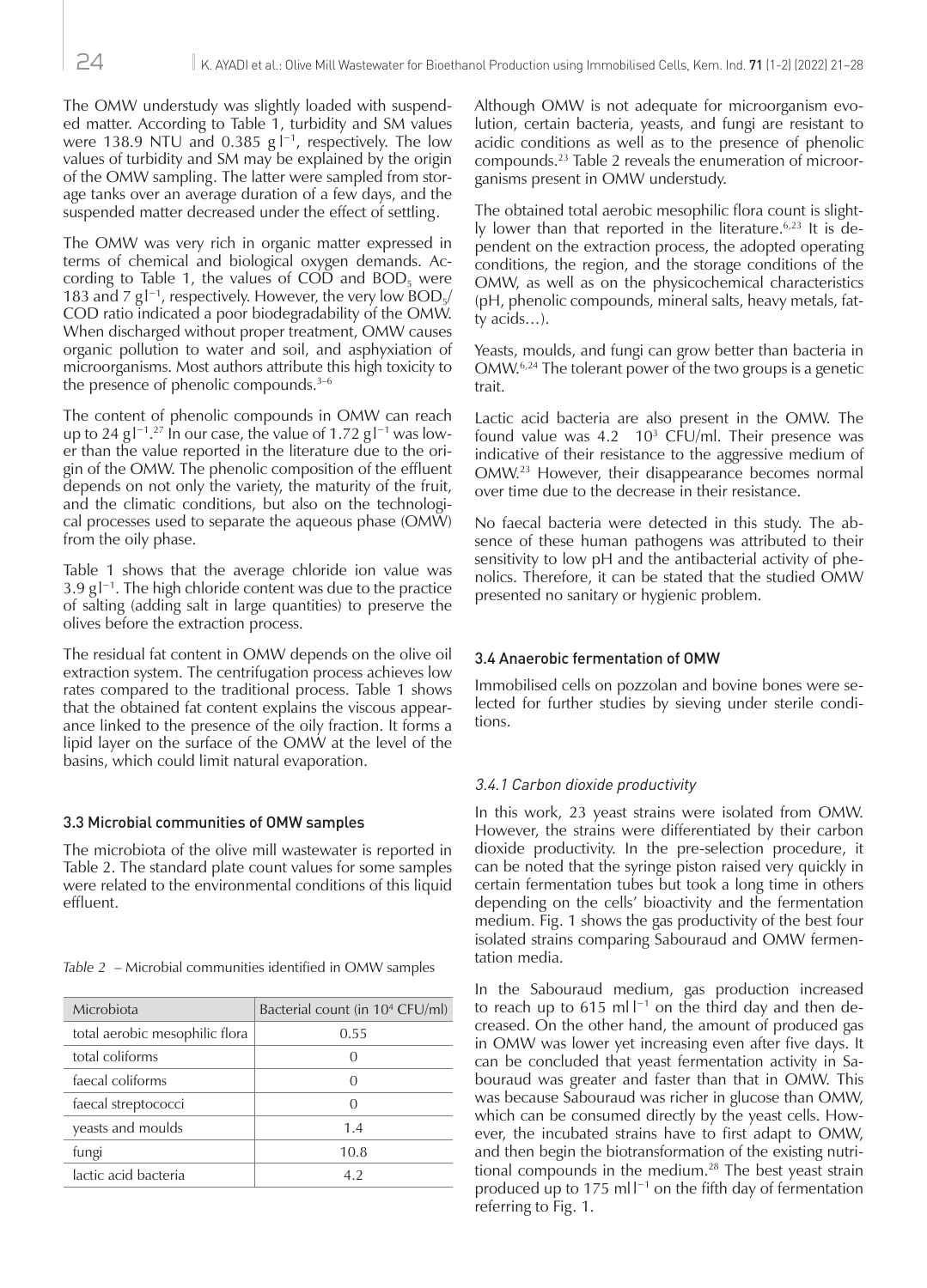The OMW understudy was slightly loaded with suspended matter. According to Table 1, turbidity and SM values were 138.9 NTU and 0.385 g $l^{-1}$, respectively. The low values of turbidity and SM may be explained by the origin of the OMW sampling. The latter were sampled from storage tanks over an average duration of a few days, and the suspended matter decreased under the effect of settling.

The OMW was very rich in organic matter expressed in terms of chemical and biological oxygen demands. According to Table 1, the values of COD and $BOD_5$ were 183 and 7 g $l^{-1}$, respectively. However, the very low $BOD_5$/COD ratio indicated a poor biodegradability of the OMW. When discharged without proper treatment, OMW causes organic pollution to water and soil, and asphyxiation of microorganisms. Most authors attribute this high toxicity to the presence of phenolic compounds.[3–6]

The content of phenolic compounds in OMW can reach up to 24 g $l^{-1}$.[27] In our case, the value of 1.72 g $l^{-1}$ was lower than the value reported in the literature due to the origin of the OMW. The phenolic composition of the effluent depends on not only the variety, the maturity of the fruit, and the climatic conditions, but also on the technological processes used to separate the aqueous phase (OMW) from the oily phase.

Table 1 shows that the average chloride ion value was 3.9 g $l^{-1}$. The high chloride content was due to the practice of salting (adding salt in large quantities) to preserve the olives before the extraction process.

The residual fat content in OMW depends on the olive oil extraction system. The centrifugation process achieves low rates compared to the traditional process. Table 1 shows that the obtained fat content explains the viscous appearance linked to the presence of the oily fraction. It forms a lipid layer on the surface of the OMW at the level of the basins, which could limit natural evaporation.

### 3.3 Microbial communities of OMW samples

The microbiota of the olive mill wastewater is reported in Table 2. The standard plate count values for some samples were related to the environmental conditions of this liquid effluent.

*Table 2* – Microbial communities identified in OMW samples

| Microbiota | Bacterial count (in $10^4$ CFU/ml) |
| --- | --- |
| total aerobic mesophilic flora | 0.55 |
| total coliforms | 0 |
| faecal coliforms | 0 |
| faecal streptococci | 0 |
| yeasts and moulds | 1.4 |
| fungi | 10.8 |
| lactic acid bacteria | 4.2 |

Although OMW is not adequate for microorganism evolution, certain bacteria, yeasts, and fungi are resistant to acidic conditions as well as to the presence of phenolic compounds.[23] Table 2 reveals the enumeration of microorganisms present in OMW understudy.

The obtained total aerobic mesophilic flora count is slightly lower than that reported in the literature.[6,23] It is dependent on the extraction process, the adopted operating conditions, the region, and the storage conditions of the OMW, as well as on the physicochemical characteristics (pH, phenolic compounds, mineral salts, heavy metals, fatty acids…).

Yeasts, moulds, and fungi can grow better than bacteria in OMW.[6,24] The tolerant power of the two groups is a genetic trait.

Lactic acid bacteria are also present in the OMW. The found value was 4.2 $10^3$ CFU/ml. Their presence was indicative of their resistance to the aggressive medium of OMW.[23] However, their disappearance becomes normal over time due to the decrease in their resistance.

No faecal bacteria were detected in this study. The absence of these human pathogens was attributed to their sensitivity to low pH and the antibacterial activity of phenolics. Therefore, it can be stated that the studied OMW presented no sanitary or hygienic problem.

### 3.4 Anaerobic fermentation of OMW

Immobilised cells on pozzolan and bovine bones were selected for further studies by sieving under sterile conditions.

#### *3.4.1 Carbon dioxide productivity*

In this work, 23 yeast strains were isolated from OMW. However, the strains were differentiated by their carbon dioxide productivity. In the pre-selection procedure, it can be noted that the syringe piston raised very quickly in certain fermentation tubes but took a long time in others depending on the cells' bioactivity and the fermentation medium. Fig. 1 shows the gas productivity of the best four isolated strains comparing Sabouraud and OMW fermentation media.

In the Sabouraud medium, gas production increased to reach up to 615 ml $l^{-1}$ on the third day and then decreased. On the other hand, the amount of produced gas in OMW was lower yet increasing even after five days. It can be concluded that yeast fermentation activity in Sabouraud was greater and faster than that in OMW. This was because Sabouraud was richer in glucose than OMW, which can be consumed directly by the yeast cells. However, the incubated strains have to first adapt to OMW, and then begin the biotransformation of the existing nutritional compounds in the medium.[28] The best yeast strain produced up to 175 ml $l^{-1}$ on the fifth day of fermentation referring to Fig. 1.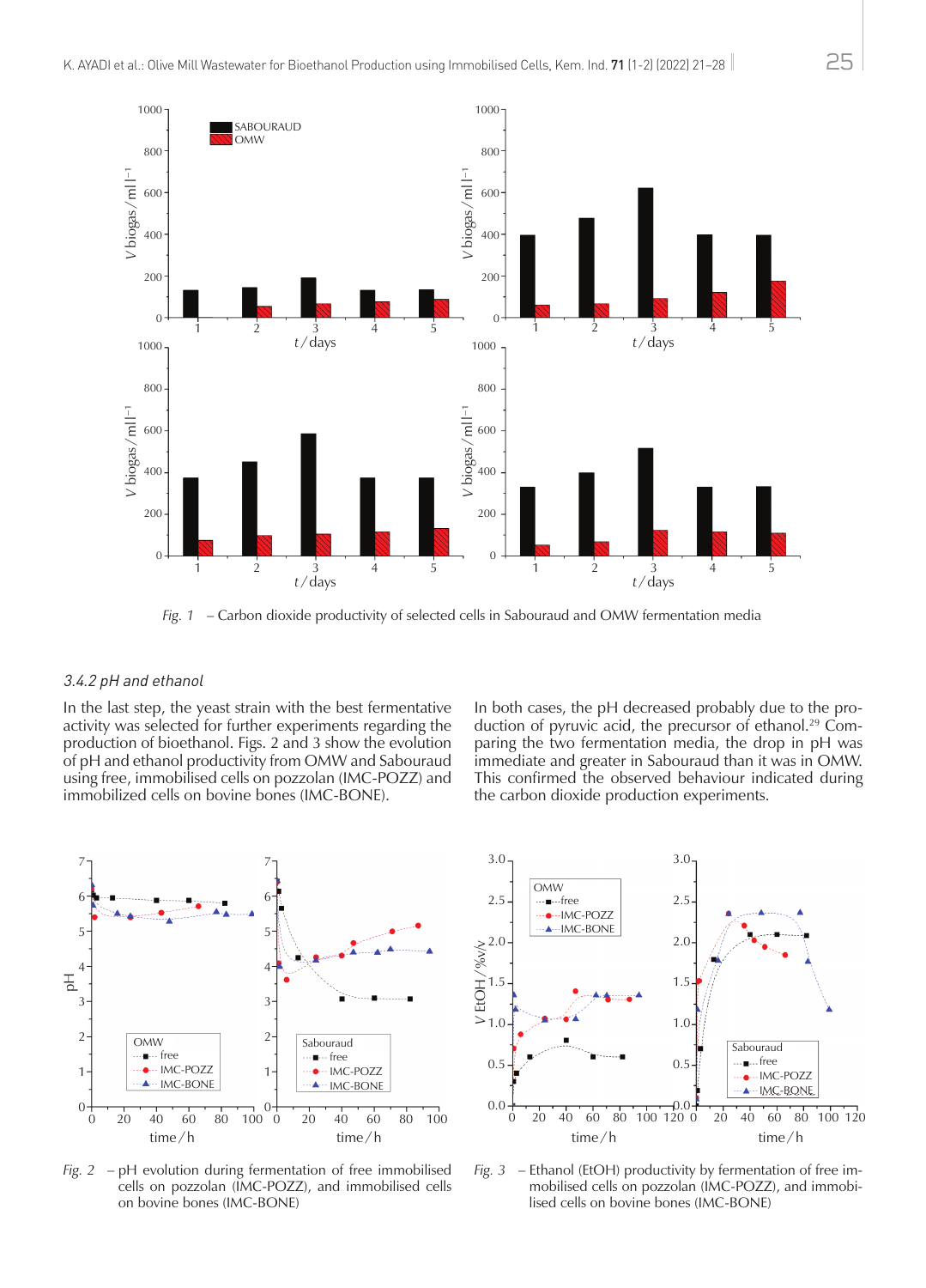Fig. 1 – Carbon dioxide productivity of selected cells in Sabouraud and OMW fermentation media

### 3.4.2 pH and ethanol

In the last step, the yeast strain with the best fermentative activity was selected for further experiments regarding the production of bioethanol. Figs. 2 and 3 show the evolution of pH and ethanol productivity from OMW and Sabouraud using free, immobilised cells on pozzolan (IMC-POZZ) and immobilized cells on bovine bones (IMC-BONE).

In both cases, the pH decreased probably due to the production of pyruvic acid, the precursor of ethanol.[29] Comparing the two fermentation media, the drop in pH was immediate and greater in Sabouraud than it was in OMW. This confirmed the observed behaviour indicated during the carbon dioxide production experiments.

*Fig. 2* – pH evolution during fermentation of free immobilised cells on pozzolan (IMC-POZZ), and immobilised cells on bovine bones (IMC-BONE)

*Fig. 3* – Ethanol (EtOH) productivity by fermentation of free immobilised cells on pozzolan (IMC-POZZ), and immobilised cells on bovine bones (IMC-BONE)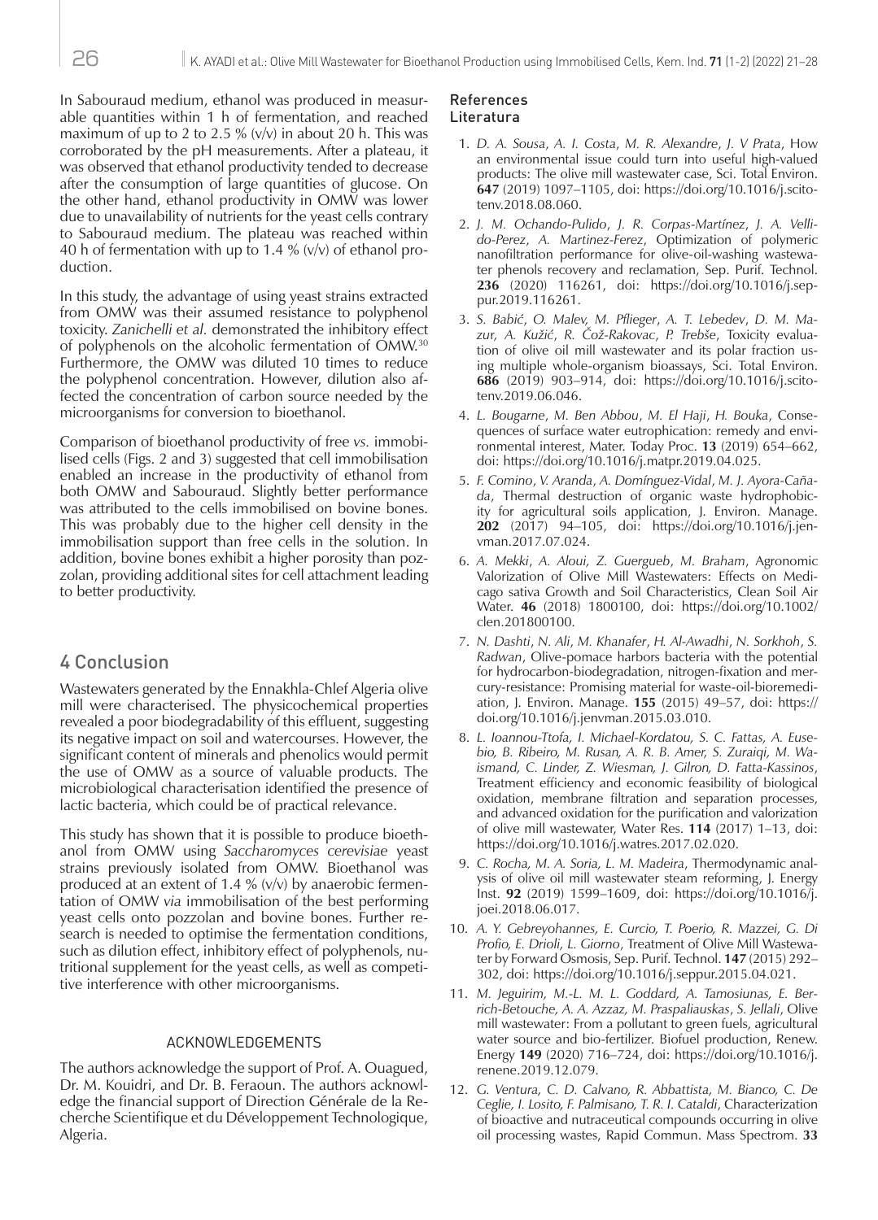In Sabouraud medium, ethanol was produced in measurable quantities within 1 h of fermentation, and reached maximum of up to 2 to 2.5 % (v/v) in about 20 h. This was corroborated by the pH measurements. After a plateau, it was observed that ethanol productivity tended to decrease after the consumption of large quantities of glucose. On the other hand, ethanol productivity in OMW was lower due to unavailability of nutrients for the yeast cells contrary to Sabouraud medium. The plateau was reached within 40 h of fermentation with up to 1.4 % (v/v) of ethanol production.

In this study, the advantage of using yeast strains extracted from OMW was their assumed resistance to polyphenol toxicity. *Zanichelli et al.* demonstrated the inhibitory effect of polyphenols on the alcoholic fermentation of OMW.[30] Furthermore, the OMW was diluted 10 times to reduce the polyphenol concentration. However, dilution also affected the concentration of carbon source needed by the microorganisms for conversion to bioethanol.

Comparison of bioethanol productivity of free *vs.* immobilised cells (Figs. 2 and 3) suggested that cell immobilisation enabled an increase in the productivity of ethanol from both OMW and Sabouraud. Slightly better performance was attributed to the cells immobilised on bovine bones. This was probably due to the higher cell density in the immobilisation support than free cells in the solution. In addition, bovine bones exhibit a higher porosity than pozzolan, providing additional sites for cell attachment leading to better productivity.

## 4 Conclusion

Wastewaters generated by the Ennakhla-Chlef Algeria olive mill were characterised. The physicochemical properties revealed a poor biodegradability of this effluent, suggesting its negative impact on soil and watercourses. However, the significant content of minerals and phenolics would permit the use of OMW as a source of valuable products. The microbiological characterisation identified the presence of lactic bacteria, which could be of practical relevance.

This study has shown that it is possible to produce bioethanol from OMW using *Saccharomyces cerevisiae* yeast strains previously isolated from OMW. Bioethanol was produced at an extent of 1.4 % (v/v) by anaerobic fermentation of OMW *via* immobilisation of the best performing yeast cells onto pozzolan and bovine bones. Further research is needed to optimise the fermentation conditions, such as dilution effect, inhibitory effect of polyphenols, nutritional supplement for the yeast cells, as well as competitive interference with other microorganisms.

### ACKNOWLEDGEMENTS

The authors acknowledge the support of Prof. A. Ouagued, Dr. M. Kouidri, and Dr. B. Feraoun. The authors acknowledge the financial support of Direction Générale de la Recherche Scientifique et du Développement Technologique, Algeria.

## References
## Literatura

1. *D. A. Sousa, A. I. Costa, M. R. Alexandre, J. V Prata*, How an environmental issue could turn into useful high-valued products: The olive mill wastewater case, Sci. Total Environ. **647** (2019) 1097–1105, doi: https://doi.org/10.1016/j.scitotenv.2018.08.060.
2. *J. M. Ochando-Pulido, J. R. Corpas-Martínez, J. A. Vellido-Perez, A. Martinez-Ferez*, Optimization of polymeric nanofiltration performance for olive-oil-washing wastewater phenols recovery and reclamation, Sep. Purif. Technol. **236** (2020) 116261, doi: https://doi.org/10.1016/j.seppur.2019.116261.
3. *S. Babić, O. Malev, M. Pflieger, A. T. Lebedev, D. M. Mazur, A. Kužić, R. Čož-Rakovac, P. Trebše*, Toxicity evaluation of olive oil mill wastewater and its polar fraction using multiple whole-organism bioassays, Sci. Total Environ. **686** (2019) 903–914, doi: https://doi.org/10.1016/j.scitotenv.2019.06.046.
4. *L. Bougarne, M. Ben Abbou, M. El Haji, H. Bouka*, Consequences of surface water eutrophication: remedy and environmental interest, Mater. Today Proc. **13** (2019) 654–662, doi: https://doi.org/10.1016/j.matpr.2019.04.025.
5. *F. Comino, V. Aranda, A. Domínguez-Vidal, M. J. Ayora-Cañada*, Thermal destruction of organic waste hydrophobicity for agricultural soils application, J. Environ. Manage. **202** (2017) 94–105, doi: https://doi.org/10.1016/j.jenvman.2017.07.024.
6. *A. Mekki, A. Aloui, Z. Guergueb, M. Braham*, Agronomic Valorization of Olive Mill Wastewaters: Effects on Medicago sativa Growth and Soil Characteristics, Clean Soil Air Water. **46** (2018) 1800100, doi: https://doi.org/10.1002/clen.201800100.
7. *N. Dashti, N. Ali, M. Khanafer, H. Al-Awadhi, N. Sorkhoh, S. Radwan*, Olive-pomace harbors bacteria with the potential for hydrocarbon-biodegradation, nitrogen-fixation and mercury-resistance: Promising material for waste-oil-bioremediation, J. Environ. Manage. **155** (2015) 49–57, doi: https://doi.org/10.1016/j.jenvman.2015.03.010.
8. *L. Ioannou-Ttofa, I. Michael-Kordatou, S. C. Fattas, A. Eusebio, B. Ribeiro, M. Rusan, A. R. B. Amer, S. Zuraiqi, M. Waismand, C. Linder, Z. Wiesman, J. Gilron, D. Fatta-Kassinos*, Treatment efficiency and economic feasibility of biological oxidation, membrane filtration and separation processes, and advanced oxidation for the purification and valorization of olive mill wastewater, Water Res. **114** (2017) 1–13, doi: https://doi.org/10.1016/j.watres.2017.02.020.
9. *C. Rocha, M. A. Soria, L. M. Madeira*, Thermodynamic analysis of olive oil mill wastewater steam reforming, J. Energy Inst. **92** (2019) 1599–1609, doi: https://doi.org/10.1016/j.joei.2018.06.017.
10. *A. Y. Gebreyohannes, E. Curcio, T. Poerio, R. Mazzei, G. Di Profio, E. Drioli, L. Giorno*, Treatment of Olive Mill Wastewater by Forward Osmosis, Sep. Purif. Technol. **147** (2015) 292–302, doi: https://doi.org/10.1016/j.seppur.2015.04.021.
11. *M. Jeguirim, M.-L. M. L. Goddard, A. Tamosiunas, E. Berrich-Betouche, A. A. Azzaz, M. Praspaliauskas, S. Jellali*, Olive mill wastewater: From a pollutant to green fuels, agricultural water source and bio-fertilizer. Biofuel production, Renew. Energy **149** (2020) 716–724, doi: https://doi.org/10.1016/j.renene.2019.12.079.
12. *G. Ventura, C. D. Calvano, R. Abbattista, M. Bianco, C. De Ceglie, I. Losito, F. Palmisano, T. R. I. Cataldi*, Characterization of bioactive and nutraceutical compounds occurring in olive oil processing wastes, Rapid Commun. Mass Spectrom. **33**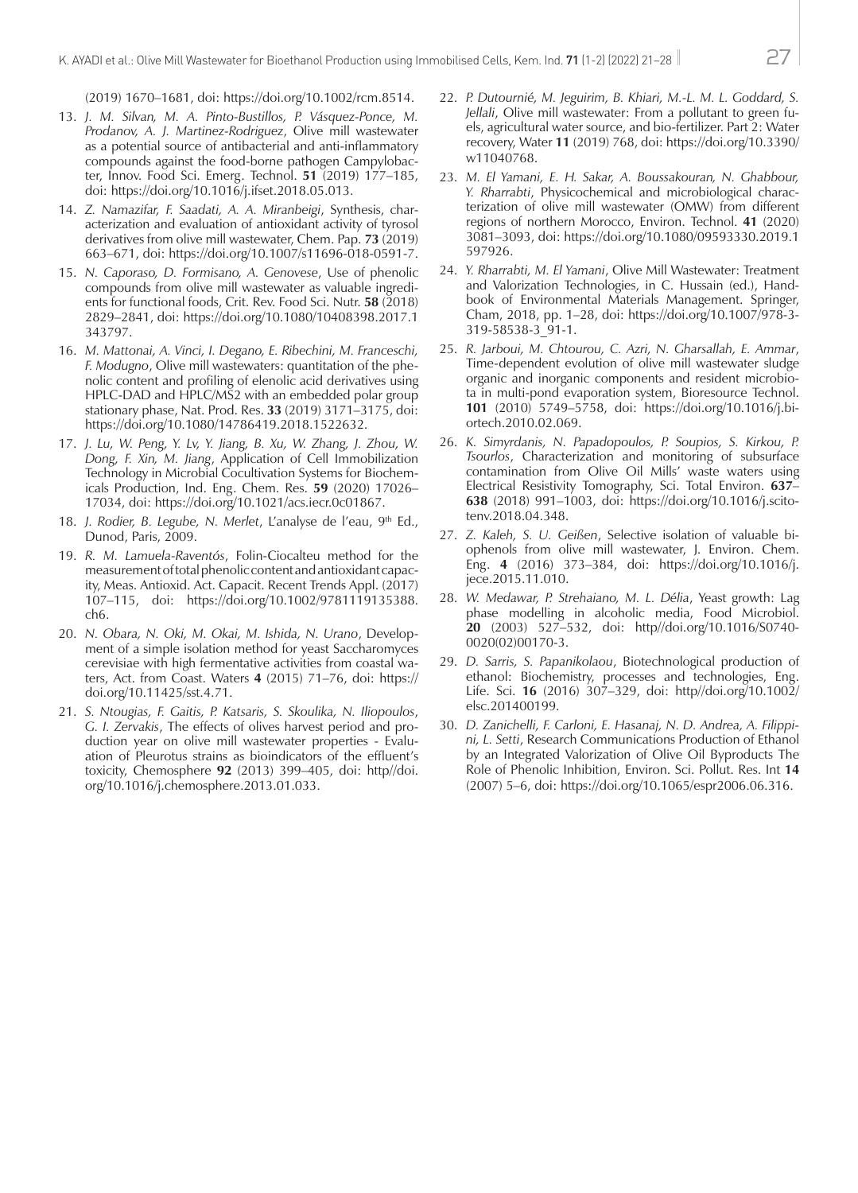(2019) 1670–1681, doi: https://doi.org/10.1002/rcm.8514.

13. *J. M. Silvan, M. A. Pinto-Bustillos, P. Vásquez-Ponce, M. Prodanov, A. J. Martinez-Rodriguez*, Olive mill wastewater as a potential source of antibacterial and anti-inflammatory compounds against the food-borne pathogen Campylobacter, Innov. Food Sci. Emerg. Technol. **51** (2019) 177–185, doi: https://doi.org/10.1016/j.ifset.2018.05.013.
14. *Z. Namazifar, F. Saadati, A. A. Miranbeigi*, Synthesis, characterization and evaluation of antioxidant activity of tyrosol derivatives from olive mill wastewater, Chem. Pap. **73** (2019) 663–671, doi: https://doi.org/10.1007/s11696-018-0591-7.
15. *N. Caporaso, D. Formisano, A. Genovese*, Use of phenolic compounds from olive mill wastewater as valuable ingredients for functional foods, Crit. Rev. Food Sci. Nutr. **58** (2018) 2829–2841, doi: https://doi.org/10.1080/10408398.2017.1343797.
16. *M. Mattonai, A. Vinci, I. Degano, E. Ribechini, M. Franceschi, F. Modugno*, Olive mill wastewaters: quantitation of the phenolic content and profiling of elenolic acid derivatives using HPLC-DAD and HPLC/MS2 with an embedded polar group stationary phase, Nat. Prod. Res. **33** (2019) 3171–3175, doi: https://doi.org/10.1080/14786419.2018.1522632.
17. *J. Lu, W. Peng, Y. Lv, Y. Jiang, B. Xu, W. Zhang, J. Zhou, W. Dong, F. Xin, M. Jiang*, Application of Cell Immobilization Technology in Microbial Cocultivation Systems for Biochemicals Production, Ind. Eng. Chem. Res. **59** (2020) 17026–17034, doi: https://doi.org/10.1021/acs.iecr.0c01867.
18. *J. Rodier, B. Legube, N. Merlet*, L'analyse de l'eau, 9th Ed., Dunod, Paris, 2009.
19. *R. M. Lamuela-Raventós*, Folin-Ciocalteu method for the measurement of total phenolic content and antioxidant capacity, Meas. Antioxid. Act. Capacit. Recent Trends Appl. (2017) 107–115, doi: https://doi.org/10.1002/9781119135388.ch6.
20. *N. Obara, N. Oki, M. Okai, M. Ishida, N. Urano*, Development of a simple isolation method for yeast Saccharomyces cerevisiae with high fermentative activities from coastal waters, Act. from Coast. Waters **4** (2015) 71–76, doi: https://doi.org/10.11425/sst.4.71.
21. *S. Ntougias, F. Gaitis, P. Katsaris, S. Skoulika, N. Iliopoulos, G. I. Zervakis*, The effects of olives harvest period and production year on olive mill wastewater properties - Evaluation of Pleurotus strains as bioindicators of the effluent's toxicity, Chemosphere **92** (2013) 399–405, doi: http//doi.org/10.1016/j.chemosphere.2013.01.033.
22. *P. Dutournié, M. Jeguirim, B. Khiari, M.-L. M. L. Goddard, S. Jellali*, Olive mill wastewater: From a pollutant to green fuels, agricultural water source, and bio-fertilizer. Part 2: Water recovery, Water **11** (2019) 768, doi: https://doi.org/10.3390/w11040768.
23. *M. El Yamani, E. H. Sakar, A. Boussakouran, N. Ghabbour, Y. Rharrabti*, Physicochemical and microbiological characterization of olive mill wastewater (OMW) from different regions of northern Morocco, Environ. Technol. **41** (2020) 3081–3093, doi: https://doi.org/10.1080/09593330.2019.1597926.
24. *Y. Rharrabti, M. El Yamani*, Olive Mill Wastewater: Treatment and Valorization Technologies, in C. Hussain (ed.), Handbook of Environmental Materials Management. Springer, Cham, 2018, pp. 1–28, doi: https://doi.org/10.1007/978-3-319-58538-3_91-1.
25. *R. Jarboui, M. Chtourou, C. Azri, N. Gharsallah, E. Ammar*, Time-dependent evolution of olive mill wastewater sludge organic and inorganic components and resident microbiota in multi-pond evaporation system, Bioresource Technol. **101** (2010) 5749–5758, doi: https://doi.org/10.1016/j.biortech.2010.02.069.
26. *K. Simyrdanis, N. Papadopoulos, P. Soupios, S. Kirkou, P. Tsourlos*, Characterization and monitoring of subsurface contamination from Olive Oil Mills' waste waters using Electrical Resistivity Tomography, Sci. Total Environ. **637–638** (2018) 991–1003, doi: https://doi.org/10.1016/j.scitotenv.2018.04.348.
27. *Z. Kaleh, S. U. Geißen*, Selective isolation of valuable biophenols from olive mill wastewater, J. Environ. Chem. Eng. **4** (2016) 373–384, doi: https://doi.org/10.1016/j.jece.2015.11.010.
28. *W. Medawar, P. Strehaiano, M. L. Délia*, Yeast growth: Lag phase modelling in alcoholic media, Food Microbiol. **20** (2003) 527–532, doi: http//doi.org/10.1016/S0740-0020(02)00170-3.
29. *D. Sarris, S. Papanikolaou*, Biotechnological production of ethanol: Biochemistry, processes and technologies, Eng. Life. Sci. **16** (2016) 307–329, doi: http//doi.org/10.1002/elsc.201400199.
30. *D. Zanichelli, F. Carloni, E. Hasanaj, N. D. Andrea, A. Filippini, L. Setti*, Research Communications Production of Ethanol by an Integrated Valorization of Olive Oil Byproducts The Role of Phenolic Inhibition, Environ. Sci. Pollut. Res. Int **14** (2007) 5–6, doi: https://doi.org/10.1065/espr2006.06.316.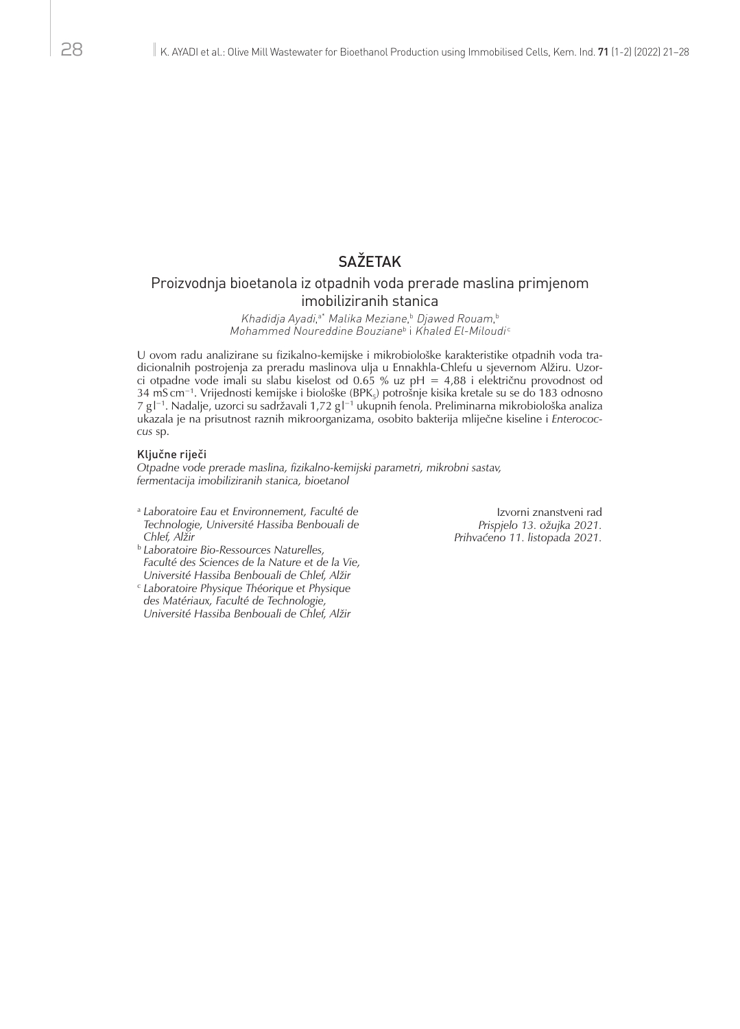## SAŽETAK

### Proizvodnja bioetanola iz otpadnih voda prerade maslina primjenom imobiliziranih stanica

*Khadidja Ayadi,*[a*] *Malika Meziane,*[b] *Djawed Rouam,*[b] *Mohammed Noureddine Bouziane*[b] i *Khaled El-Miloudi*[c]

U ovom radu analizirane su fizikalno-kemijske i mikrobiološke karakteristike otpadnih voda tradicionalnih postrojenja za preradu maslinova ulja u Ennakhla-Chlefu u sjevernom Alžiru. Uzorci otpadne vode imali su slabu kiselost od 0.65 % uz pH = 4,88 i električnu provodnost od 34 mS cm$^{-1}$. Vrijednosti kemijske i biološke ($BPK_5$) potrošnje kisika kretale su se do 183 odnosno 7 g l$^{-1}$. Nadalje, uzorci su sadržavali 1,72 g l$^{-1}$ ukupnih fenola. Preliminarna mikrobiološka analiza ukazala je na prisutnost raznih mikroorganizama, osobito bakterija mliječne kiseline i *Enterococcus* sp.

#### Ključne riječi

*Otpadne vode prerade maslina, fizikalno-kemijski parametri, mikrobni sastav, fermentacija imobiliziranih stanica, bioetanol*

[a] *Laboratoire Eau et Environnement, Faculté de Technologie, Université Hassiba Benbouali de Chlef, Alžir*

[b] *Laboratoire Bio-Ressources Naturelles, Faculté des Sciences de la Nature et de la Vie, Université Hassiba Benbouali de Chlef, Alžir*

[c] *Laboratoire Physique Théorique et Physique des Matériaux, Faculté de Technologie, Université Hassiba Benbouali de Chlef, Alžir*

Izvorni znanstveni rad
*Prispjelo 13. ožujka 2021.*
*Prihvaćeno 11. listopada 2021.*